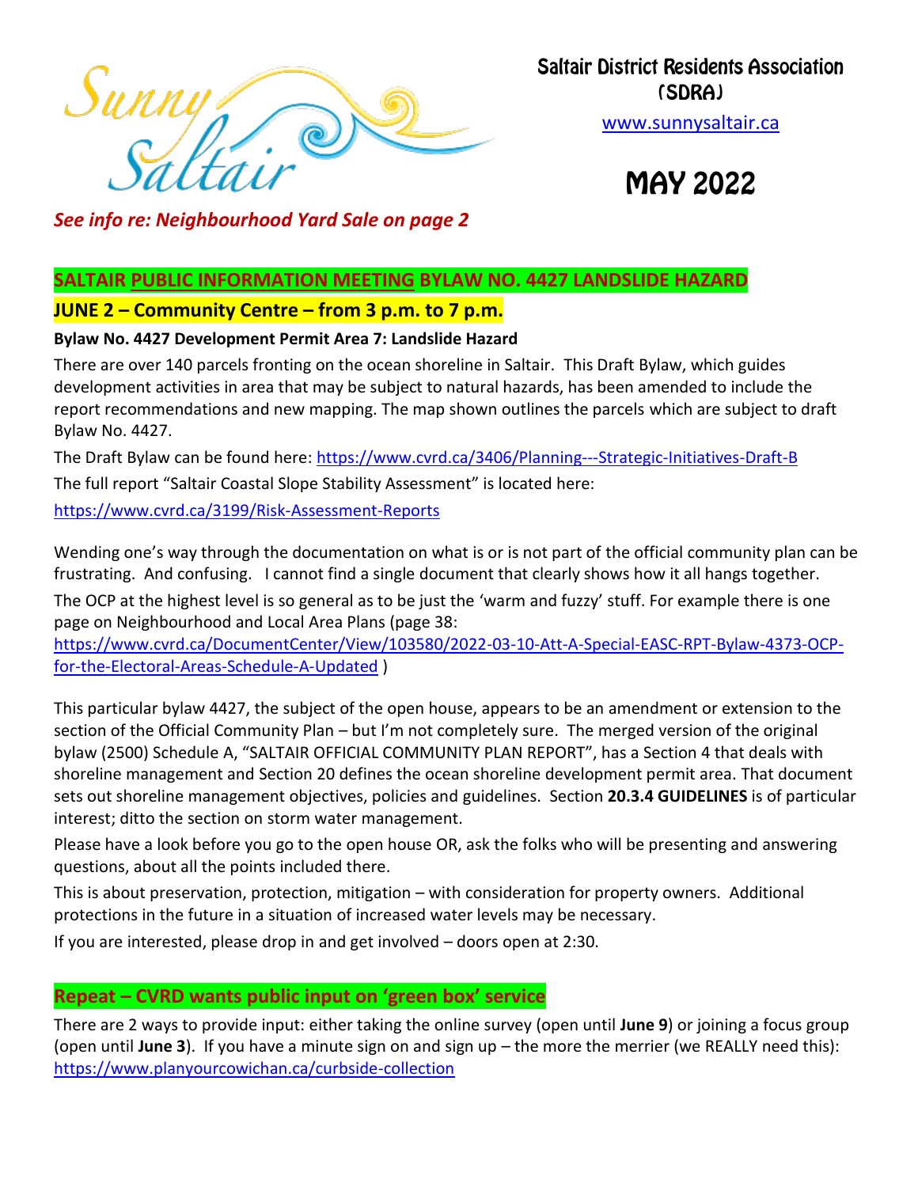Sunny Saltair

# Saltair District Residents Association (SDRA)

[www.sunnysaltair.ca](www.sunnysaltair.ca)

# MAY 2022

***See info re: Neighbourhood Yard Sale on page 2***

## SALTAIR PUBLIC INFORMATION MEETING BYLAW NO. 4427 LANDSLIDE HAZARD

### JUNE 2 – Community Centre – from 3 p.m. to 7 p.m.

**Bylaw No. 4427 Development Permit Area 7: Landslide Hazard**

There are over 140 parcels fronting on the ocean shoreline in Saltair. This Draft Bylaw, which guides development activities in area that may be subject to natural hazards, has been amended to include the report recommendations and new mapping. The map shown outlines the parcels which are subject to draft Bylaw No. 4427.

The Draft Bylaw can be found here: https://www.cvrd.ca/3406/Planning---Strategic-Initiatives-Draft-B

The full report "Saltair Coastal Slope Stability Assessment" is located here:

https://www.cvrd.ca/3199/Risk-Assessment-Reports

Wending one's way through the documentation on what is or is not part of the official community plan can be frustrating. And confusing. I cannot find a single document that clearly shows how it all hangs together.

The OCP at the highest level is so general as to be just the 'warm and fuzzy' stuff. For example there is one page on Neighbourhood and Local Area Plans (page 38: https://www.cvrd.ca/DocumentCenter/View/103580/2022-03-10-Att-A-Special-EASC-RPT-Bylaw-4373-OCP-for-the-Electoral-Areas-Schedule-A-Updated )

This particular bylaw 4427, the subject of the open house, appears to be an amendment or extension to the section of the Official Community Plan – but I'm not completely sure. The merged version of the original bylaw (2500) Schedule A, "SALTAIR OFFICIAL COMMUNITY PLAN REPORT", has a Section 4 that deals with shoreline management and Section 20 defines the ocean shoreline development permit area. That document sets out shoreline management objectives, policies and guidelines. Section **20.3.4 GUIDELINES** is of particular interest; ditto the section on storm water management.

Please have a look before you go to the open house OR, ask the folks who will be presenting and answering questions, about all the points included there.

This is about preservation, protection, mitigation – with consideration for property owners. Additional protections in the future in a situation of increased water levels may be necessary.

If you are interested, please drop in and get involved – doors open at 2:30.

## Repeat – CVRD wants public input on 'green box' service

There are 2 ways to provide input: either taking the online survey (open until **June 9**) or joining a focus group (open until **June 3**). If you have a minute sign on and sign up – the more the merrier (we REALLY need this): https://www.planyourcowichan.ca/curbside-collection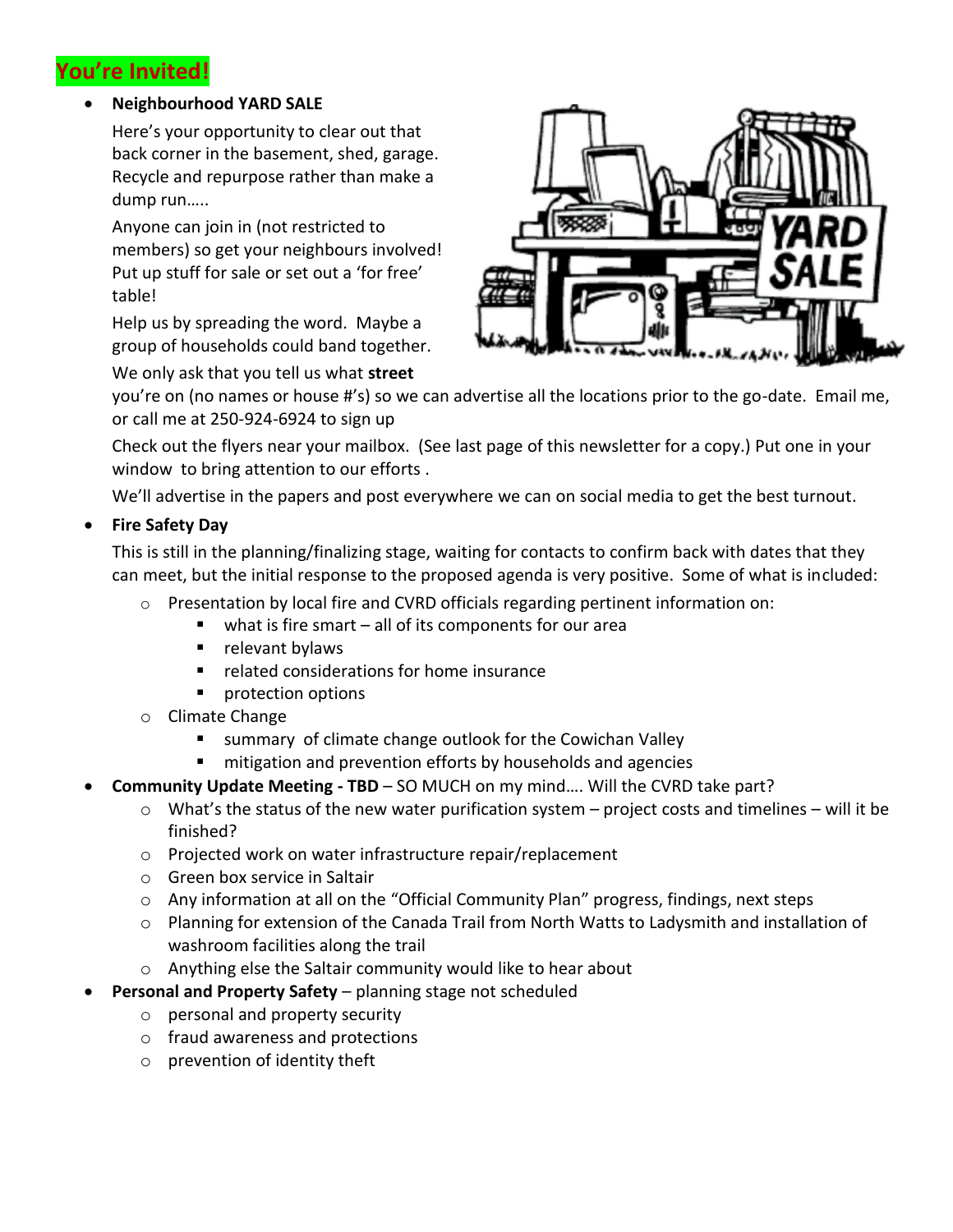# You're Invited!

- **Neighbourhood YARD SALE**

  Here's your opportunity to clear out that back corner in the basement, shed, garage. Recycle and repurpose rather than make a dump run…..

  Anyone can join in (not restricted to members) so get your neighbours involved! Put up stuff for sale or set out a 'for free' table!

  Help us by spreading the word. Maybe a group of households could band together.

  We only ask that you tell us what **street** you're on (no names or house #'s) so we can advertise all the locations prior to the go-date. Email me, or call me at 250-924-6924 to sign up

  Check out the flyers near your mailbox. (See last page of this newsletter for a copy.) Put one in your window to bring attention to our efforts .

  We'll advertise in the papers and post everywhere we can on social media to get the best turnout.

- **Fire Safety Day**

  This is still in the planning/finalizing stage, waiting for contacts to confirm back with dates that they can meet, but the initial response to the proposed agenda is very positive. Some of what is included:

  - Presentation by local fire and CVRD officials regarding pertinent information on:
    - what is fire smart – all of its components for our area
    - relevant bylaws
    - related considerations for home insurance
    - protection options
  - Climate Change
    - summary of climate change outlook for the Cowichan Valley
    - mitigation and prevention efforts by households and agencies

- **Community Update Meeting - TBD** – SO MUCH on my mind…. Will the CVRD take part?
  - What's the status of the new water purification system – project costs and timelines – will it be finished?
  - Projected work on water infrastructure repair/replacement
  - Green box service in Saltair
  - Any information at all on the "Official Community Plan" progress, findings, next steps
  - Planning for extension of the Canada Trail from North Watts to Ladysmith and installation of washroom facilities along the trail
  - Anything else the Saltair community would like to hear about

- **Personal and Property Safety** – planning stage not scheduled
  - personal and property security
  - fraud awareness and protections
  - prevention of identity theft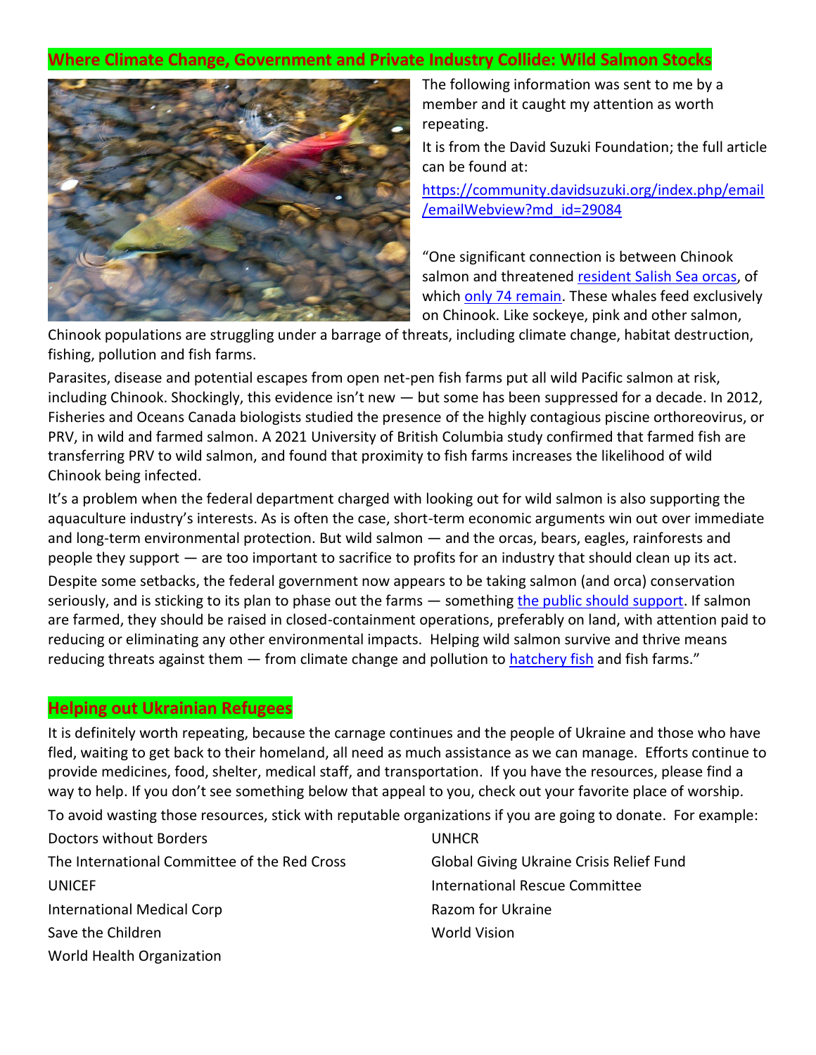## Where Climate Change, Government and Private Industry Collide: Wild Salmon Stocks

The following information was sent to me by a member and it caught my attention as worth repeating.

It is from the David Suzuki Foundation; the full article can be found at:

[https://community.davidsuzuki.org/index.php/email/emailWebview?md_id=29084](https://community.davidsuzuki.org/index.php/email/emailWebview?md_id=29084)

"One significant connection is between Chinook salmon and threatened resident Salish Sea orcas, of which only 74 remain. These whales feed exclusively on Chinook. Like sockeye, pink and other salmon, Chinook populations are struggling under a barrage of threats, including climate change, habitat destruction, fishing, pollution and fish farms.

Parasites, disease and potential escapes from open net-pen fish farms put all wild Pacific salmon at risk, including Chinook. Shockingly, this evidence isn't new — but some has been suppressed for a decade. In 2012, Fisheries and Oceans Canada biologists studied the presence of the highly contagious piscine orthoreovirus, or PRV, in wild and farmed salmon. A 2021 University of British Columbia study confirmed that farmed fish are transferring PRV to wild salmon, and found that proximity to fish farms increases the likelihood of wild Chinook being infected.

It's a problem when the federal department charged with looking out for wild salmon is also supporting the aquaculture industry's interests. As is often the case, short-term economic arguments win out over immediate and long-term environmental protection. But wild salmon — and the orcas, bears, eagles, rainforests and people they support — are too important to sacrifice to profits for an industry that should clean up its act.

Despite some setbacks, the federal government now appears to be taking salmon (and orca) conservation seriously, and is sticking to its plan to phase out the farms — something the public should support. If salmon are farmed, they should be raised in closed-containment operations, preferably on land, with attention paid to reducing or eliminating any other environmental impacts. Helping wild salmon survive and thrive means reducing threats against them — from climate change and pollution to hatchery fish and fish farms."

## Helping out Ukrainian Refugees

It is definitely worth repeating, because the carnage continues and the people of Ukraine and those who have fled, waiting to get back to their homeland, all need as much assistance as we can manage. Efforts continue to provide medicines, food, shelter, medical staff, and transportation. If you have the resources, please find a way to help. If you don't see something below that appeal to you, check out your favorite place of worship.

To avoid wasting those resources, stick with reputable organizations if you are going to donate. For example:

- Doctors without Borders
- The International Committee of the Red Cross
- UNICEF
- International Medical Corp
- Save the Children
- World Health Organization
- UNHCR
- Global Giving Ukraine Crisis Relief Fund
- International Rescue Committee
- Razom for Ukraine
- World Vision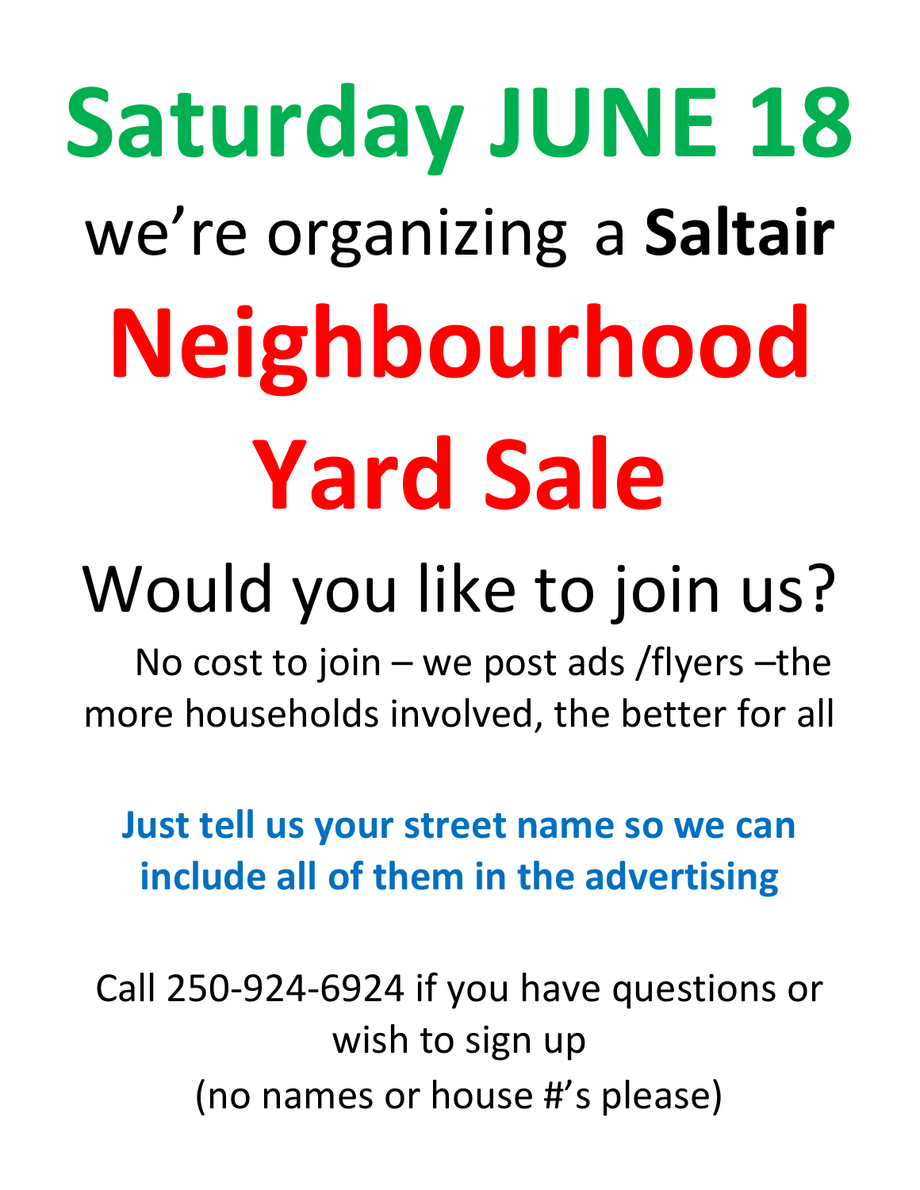# Saturday JUNE 18

## we're organizing a **Saltair**

# Neighbourhood Yard Sale

## Would you like to join us?

No cost to join – we post ads /flyers –the more households involved, the better for all

**Just tell us your street name so we can include all of them in the advertising**

Call 250-924-6924 if you have questions or wish to sign up
(no names or house #'s please)